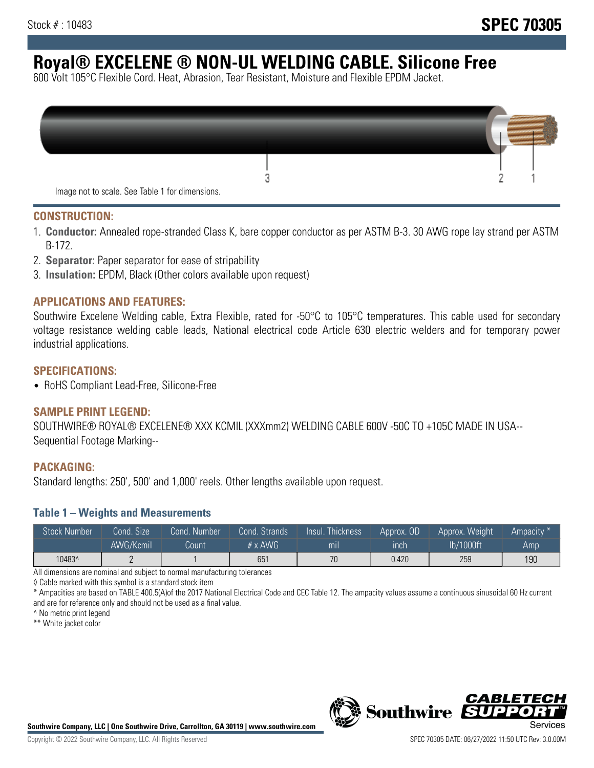Stock # : 10483

# SPEC 70305

# Royal® EXCELENE ® NON-UL WELDING CABLE. Silicone Free

600 Volt 105°C Flexible Cord. Heat, Abrasion, Tear Resistant, Moisture and Flexible EPDM Jacket.

Image not to scale. See Table 1 for dimensions.

## CONSTRUCTION:

1. **Conductor:** Annealed rope-stranded Class K, bare copper conductor as per ASTM B-3. 30 AWG rope lay strand per ASTM B-172.
2. **Separator:** Paper separator for ease of stripability
3. **Insulation:** EPDM, Black (Other colors available upon request)

## APPLICATIONS AND FEATURES:

Southwire Excelene Welding cable, Extra Flexible, rated for -50°C to 105°C temperatures. This cable used for secondary voltage resistance welding cable leads, National electrical code Article 630 electric welders and for temporary power industrial applications.

## SPECIFICATIONS:

- RoHS Compliant Lead-Free, Silicone-Free

## SAMPLE PRINT LEGEND:

SOUTHWIRE® ROYAL® EXCELENE® XXX KCMIL (XXXmm2) WELDING CABLE 600V -50C TO +105C MADE IN USA-- Sequential Footage Marking--

## PACKAGING:

Standard lengths: 250', 500' and 1,000' reels. Other lengths available upon request.

### Table 1 – Weights and Measurements

| Stock Number | Cond. Size | Cond. Number | Cond. Strands | Insul. Thickness | Approx. OD | Approx. Weight | Ampacity * |
|---|---|---|---|---|---|---|---|
| | AWG/Kcmil | Count | # x AWG | mil | inch | lb/1000ft | Amp |
| 10483^ | 2 | 1 | 651 | 70 | 0.420 | 259 | 190 |

All dimensions are nominal and subject to normal manufacturing tolerances

◊ Cable marked with this symbol is a standard stock item

* Ampacities are based on TABLE 400.5(A)of the 2017 National Electrical Code and CEC Table 12. The ampacity values assume a continuous sinusoidal 60 Hz current and are for reference only and should not be used as a final value.

^ No metric print legend

** White jacket color

Southwire Company, LLC | One Southwire Drive, Carrollton, GA 30119 | www.southwire.com

Copyright © 2022 Southwire Company, LLC. All Rights Reserved

SPEC 70305 DATE: 06/27/2022 11:50 UTC Rev: 3.0.00M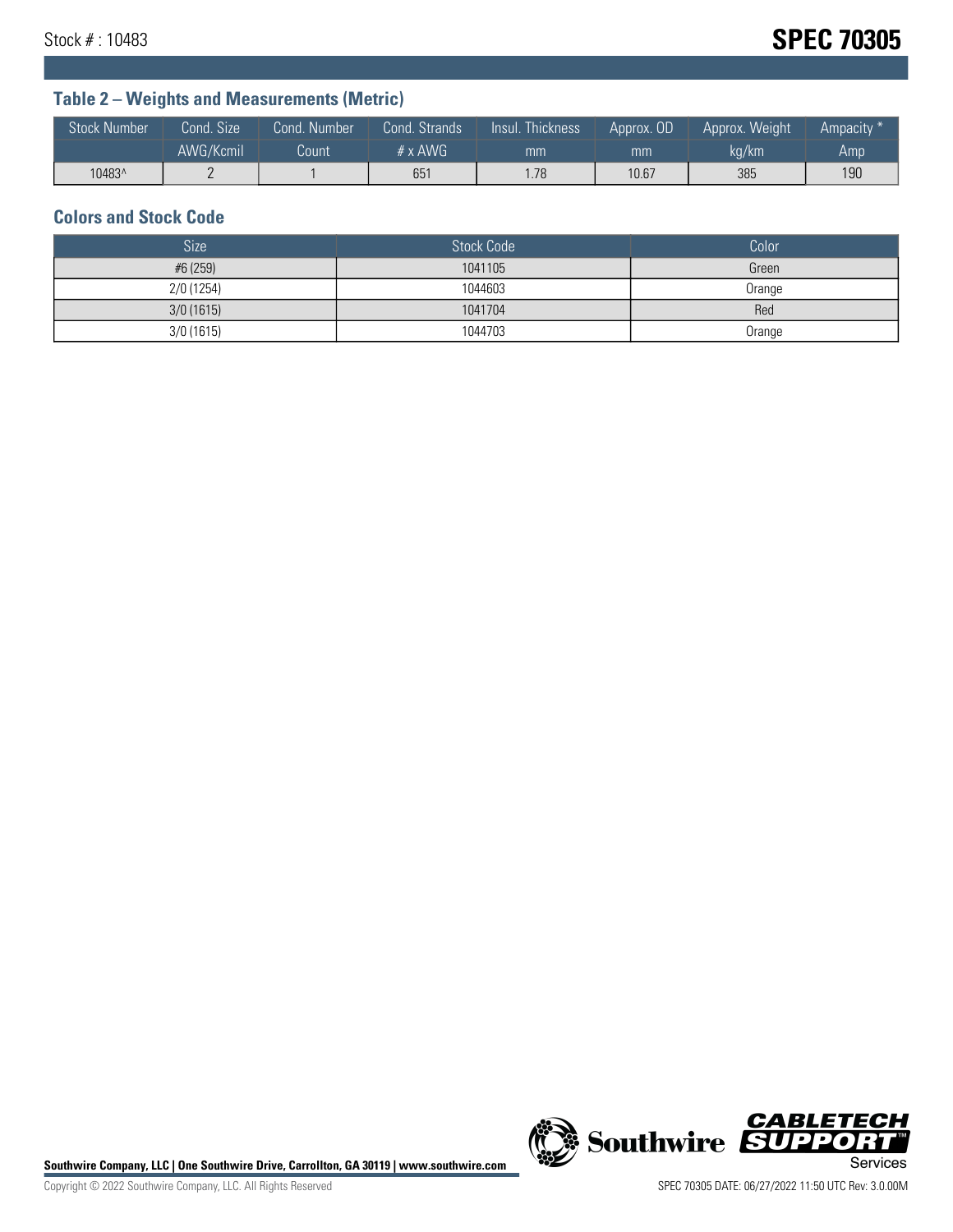## Table 2 – Weights and Measurements (Metric)

| Stock Number | Cond. Size | Cond. Number | Cond. Strands | Insul. Thickness | Approx. OD | Approx. Weight | Ampacity * |
|---|---|---|---|---|---|---|---|
| | AWG/Kcmil | Count | # x AWG | mm | mm | kg/km | Amp |
| 10483^ | 2 | 1 | 651 | 1.78 | 10.67 | 385 | 190 |

## Colors and Stock Code

| Size | Stock Code | Color |
|---|---|---|
| #6 (259) | 1041105 | Green |
| 2/0 (1254) | 1044603 | Orange |
| 3/0 (1615) | 1041704 | Red |
| 3/0 (1615) | 1044703 | Orange |

**Southwire Company, LLC | One Southwire Drive, Carrollton, GA 30119 | www.southwire.com**

Copyright © 2022 Southwire Company, LLC. All Rights Reserved

SPEC 70305 DATE: 06/27/2022 11:50 UTC Rev: 3.0.00M